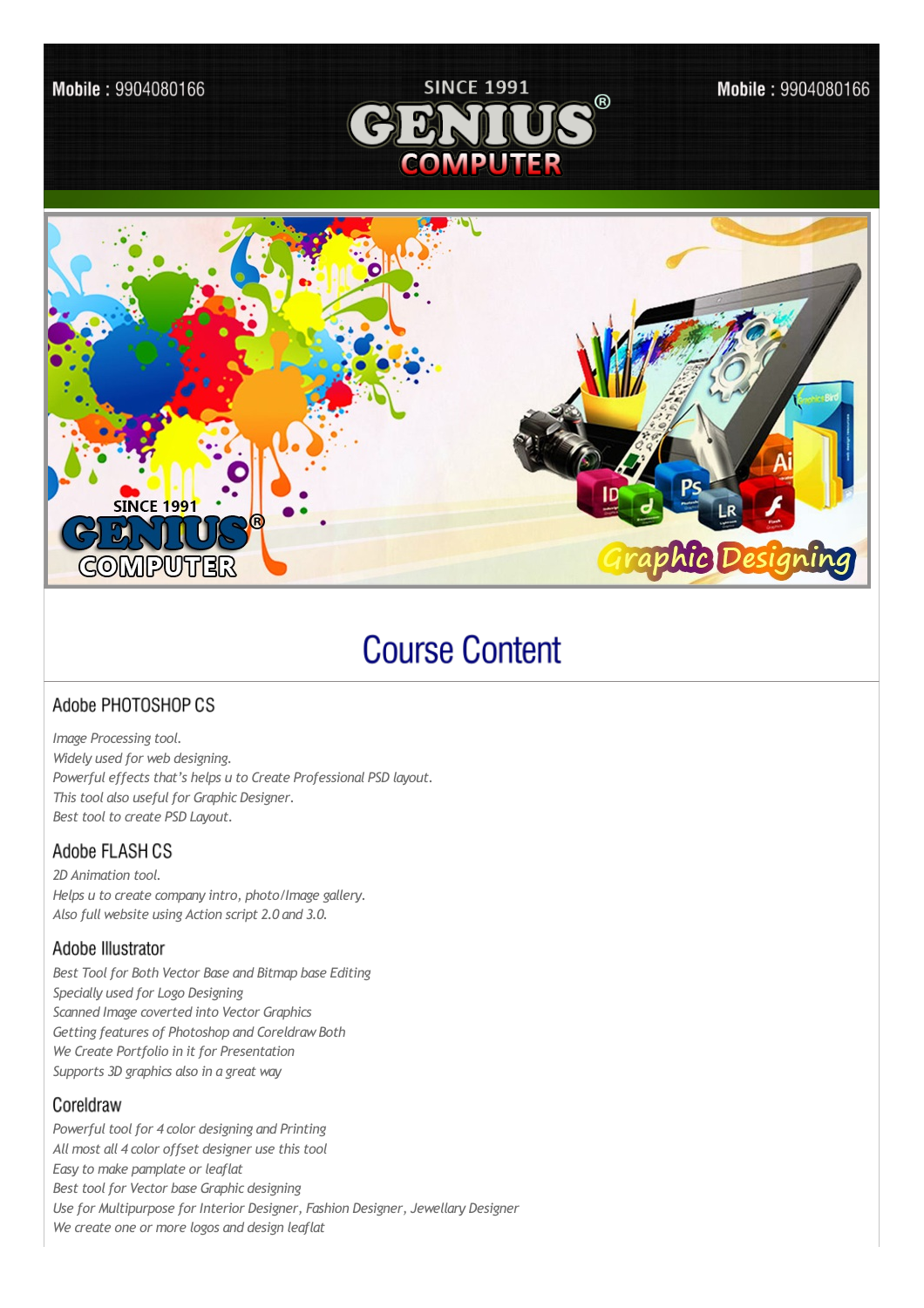Mobile : 9904080166

SINCE 1991

# GENIUS® COMPUTER

Mobile : 9904080166

# Course Content

## Adobe PHOTOSHOP CS

*Image Processing tool.*
*Widely used for web designing.*
*Powerful effects that's helps u to Create Professional PSD layout.*
*This tool also useful for Graphic Designer.*
*Best tool to create PSD Layout.*

## Adobe FLASH CS

*2D Animation tool.*
*Helps u to create company intro, photo/Image gallery.*
*Also full website using Action script 2.0 and 3.0.*

## Adobe Illustrator

*Best Tool for Both Vector Base and Bitmap base Editing*
*Specially used for Logo Designing*
*Scanned Image coverted into Vector Graphics*
*Getting features of Photoshop and Coreldraw Both*
*We Create Portfolio in it for Presentation*
*Supports 3D graphics also in a great way*

## Coreldraw

*Powerful tool for 4 color designing and Printing*
*All most all 4 color offset designer use this tool*
*Easy to make pamplate or leaflat*
*Best tool for Vector base Graphic designing*
*Use for Multipurpose for Interior Designer, Fashion Designer, Jewellary Designer*
*We create one or more logos and design leaflat*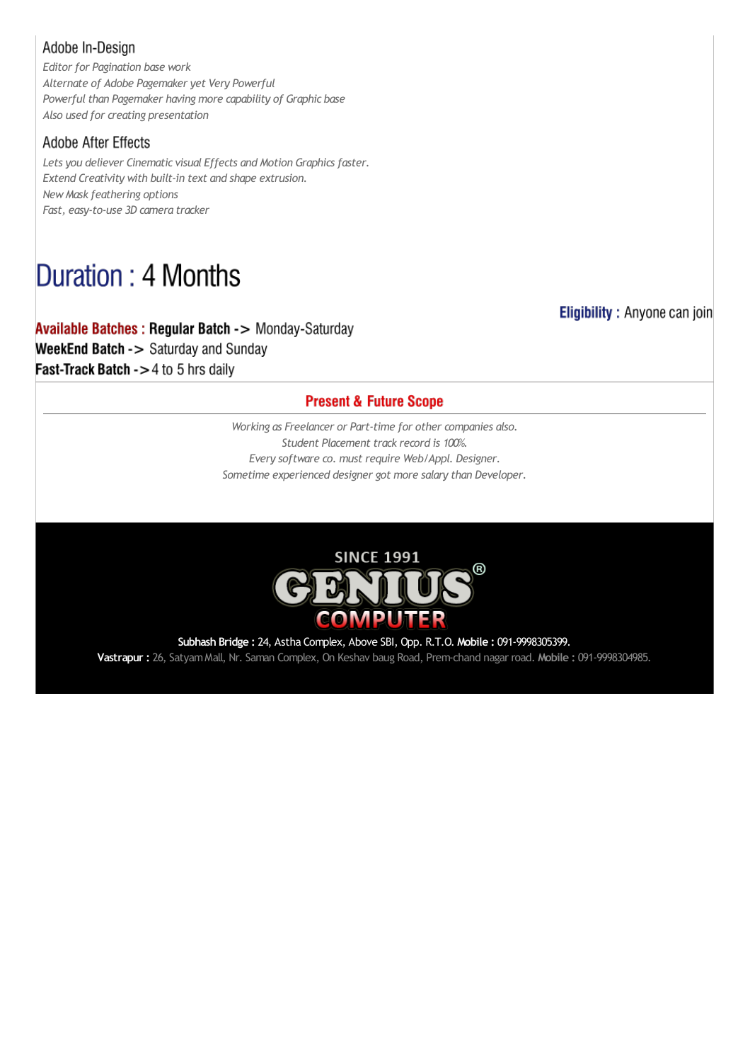### Adobe In-Design

*Editor for Pagination base work*
*Alternate of Adobe Pagemaker yet Very Powerful*
*Powerful than Pagemaker having more capability of Graphic base*
*Also used for creating presentation*

### Adobe After Effects

*Lets you deliever Cinematic visual Effects and Motion Graphics faster.*
*Extend Creativity with built-in text and shape extrusion.*
*New Mask feathering options*
*Fast, easy-to-use 3D camera tracker*

# Duration : 4 Months

**Eligibility :** Anyone can join

**Available Batches : Regular Batch ->** Monday-Saturday
**WeekEnd Batch ->** Saturday and Sunday
**Fast-Track Batch ->** 4 to 5 hrs daily

## Present & Future Scope

*Working as Freelancer or Part-time for other companies also.*
*Student Placement track record is 100%.*
*Every software co. must require Web/Appl. Designer.*
*Sometime experienced designer got more salary than Developer.*

SINCE 1991
GENIUS® COMPUTER

**Subhash Bridge :** 24, Astha Complex, Above SBI, Opp. R.T.O. **Mobile :** 091-9998305399.
**Vastrapur :** 26, Satyam Mall, Nr. Saman Complex, On Keshav baug Road, Prem-chand nagar road. **Mobile :** 091-9998304985.